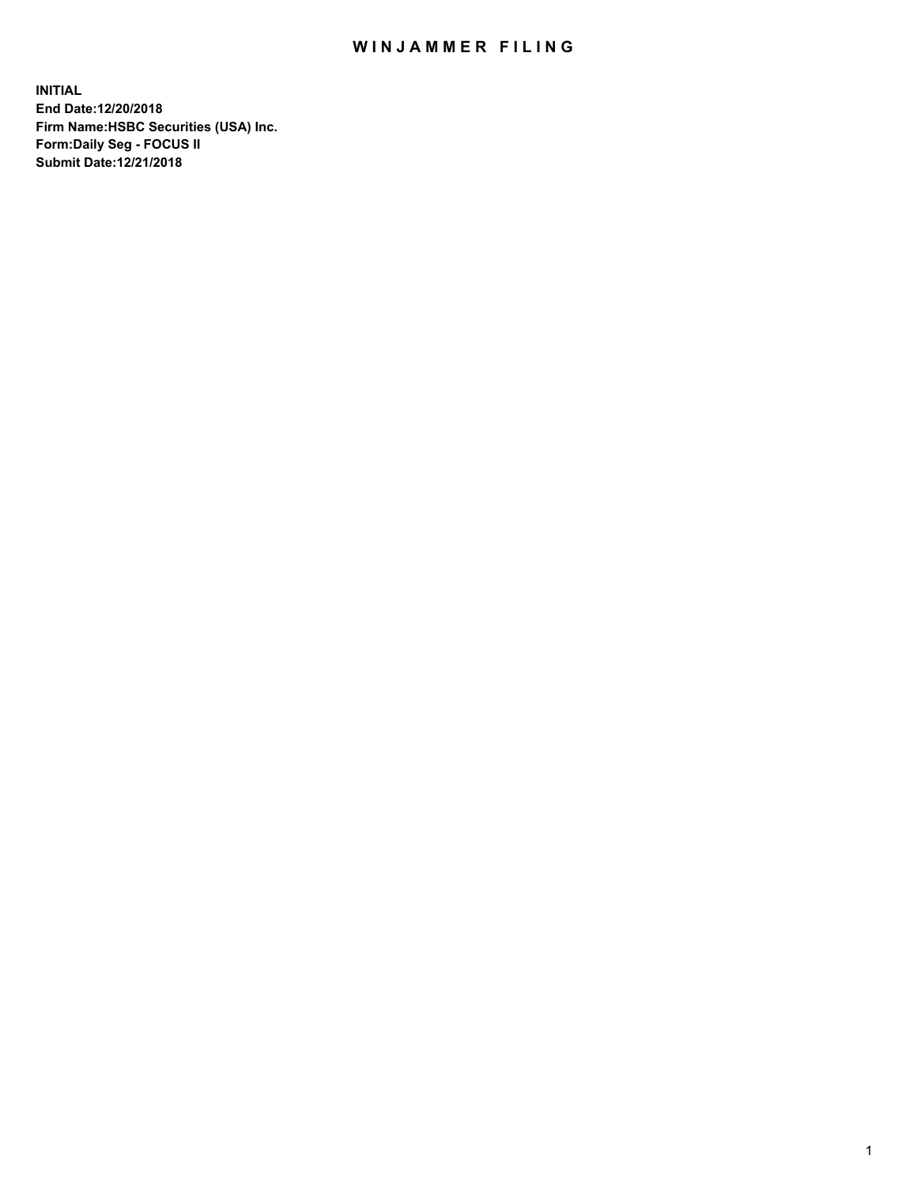# WINJAMMER FILING

**INITIAL**
**End Date:12/20/2018**
**Firm Name:HSBC Securities (USA) Inc.**
**Form:Daily Seg - FOCUS II**
**Submit Date:12/21/2018**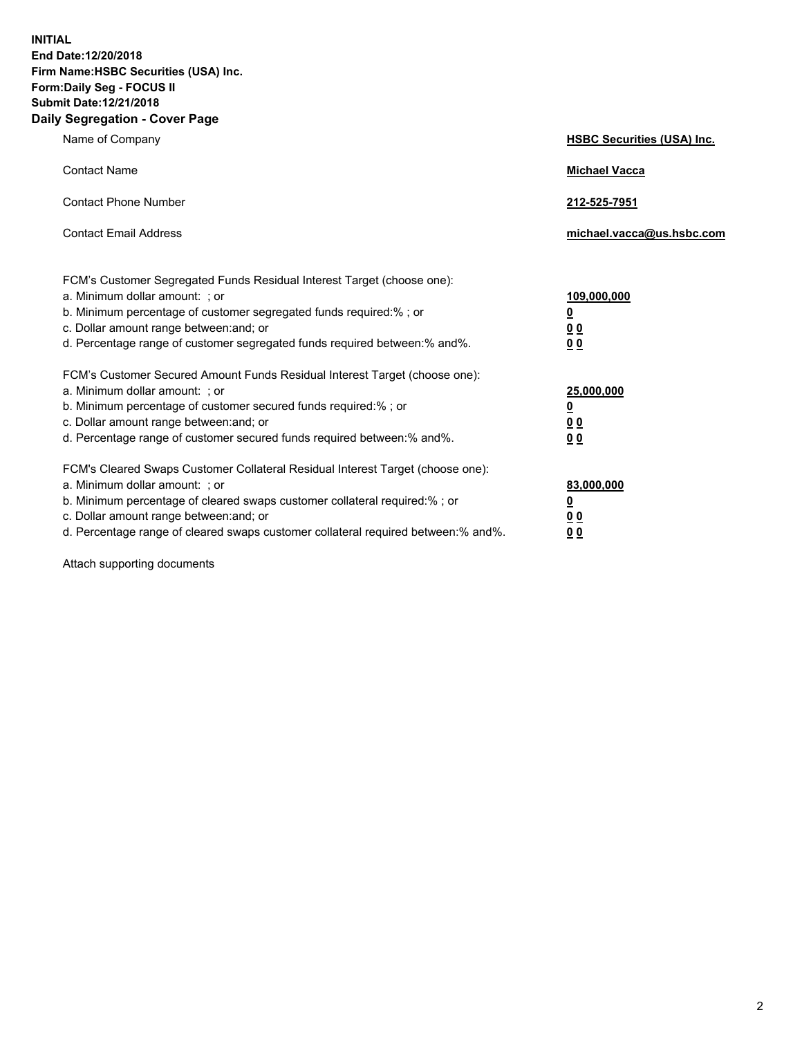**INITIAL**
**End Date:12/20/2018**
**Firm Name:HSBC Securities (USA) Inc.**
**Form:Daily Seg - FOCUS II**
**Submit Date:12/21/2018**

## Daily Segregation - Cover Page

| | |
|---|---|
| Name of Company | **HSBC Securities (USA) Inc.** |
| Contact Name | **Michael Vacca** |
| Contact Phone Number | **212-525-7951** |
| Contact Email Address | **michael.vacca@us.hsbc.com** |

FCM's Customer Segregated Funds Residual Interest Target (choose one):

| | |
|---|---|
| a. Minimum dollar amount: ; or | **109,000,000** |
| b. Minimum percentage of customer segregated funds required:% ; or | **0** |
| c. Dollar amount range between:and; or | **0 0** |
| d. Percentage range of customer segregated funds required between:% and%. | **0 0** |

FCM's Customer Secured Amount Funds Residual Interest Target (choose one):

| | |
|---|---|
| a. Minimum dollar amount: ; or | **25,000,000** |
| b. Minimum percentage of customer secured funds required:% ; or | **0** |
| c. Dollar amount range between:and; or | **0 0** |
| d. Percentage range of customer secured funds required between:% and%. | **0 0** |

FCM's Cleared Swaps Customer Collateral Residual Interest Target (choose one):

| | |
|---|---|
| a. Minimum dollar amount: ; or | **83,000,000** |
| b. Minimum percentage of cleared swaps customer collateral required:% ; or | **0** |
| c. Dollar amount range between:and; or | **0 0** |
| d. Percentage range of cleared swaps customer collateral required between:% and%. | **0 0** |

Attach supporting documents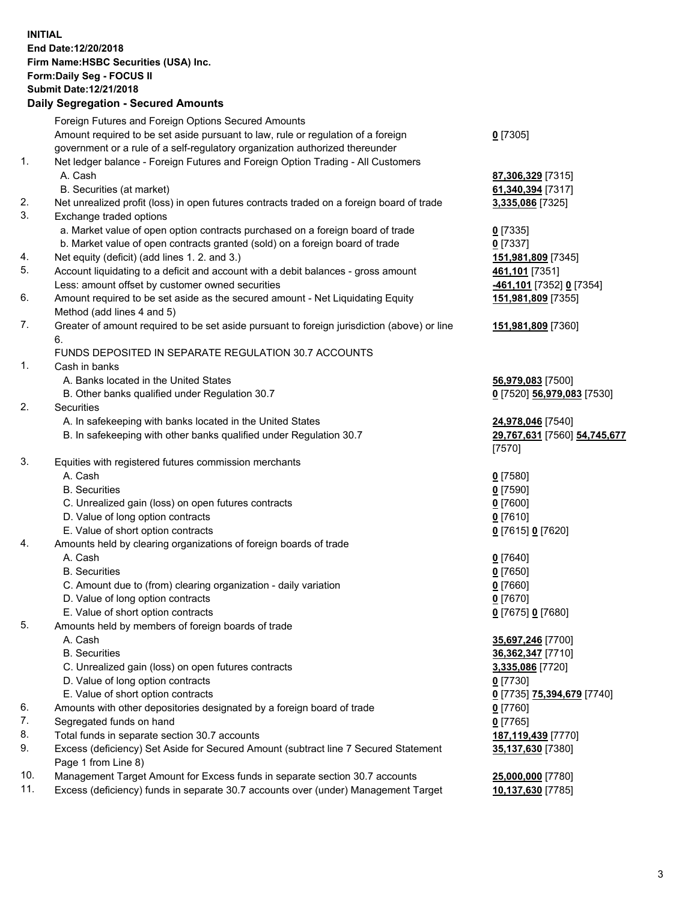**INITIAL**
**End Date:12/20/2018**
**Firm Name:HSBC Securities (USA) Inc.**
**Form:Daily Seg - FOCUS II**
**Submit Date:12/21/2018**

## Daily Segregation - Secured Amounts

| | | |
|---|---|---|
| | Foreign Futures and Foreign Options Secured Amounts | |
| | Amount required to be set aside pursuant to law, rule or regulation of a foreign government or a rule of a self-regulatory organization authorized thereunder | **0** [7305] |
| 1. | Net ledger balance - Foreign Futures and Foreign Option Trading - All Customers | |
| | A. Cash | **87,306,329** [7315] |
| | B. Securities (at market) | **61,340,394** [7317] |
| 2. | Net unrealized profit (loss) in open futures contracts traded on a foreign board of trade | **3,335,086** [7325] |
| 3. | Exchange traded options | |
| | a. Market value of open option contracts purchased on a foreign board of trade | **0** [7335] |
| | b. Market value of open contracts granted (sold) on a foreign board of trade | **0** [7337] |
| 4. | Net equity (deficit) (add lines 1. 2. and 3.) | **151,981,809** [7345] |
| 5. | Account liquidating to a deficit and account with a debit balances - gross amount | **461,101** [7351] |
| | Less: amount offset by customer owned securities | **-461,101** [7352] **0** [7354] |
| 6. | Amount required to be set aside as the secured amount - Net Liquidating Equity Method (add lines 4 and 5) | **151,981,809** [7355] |
| 7. | Greater of amount required to be set aside pursuant to foreign jurisdiction (above) or line 6. | **151,981,809** [7360] |
| | FUNDS DEPOSITED IN SEPARATE REGULATION 30.7 ACCOUNTS | |
| 1. | Cash in banks | |
| | A. Banks located in the United States | **56,979,083** [7500] |
| | B. Other banks qualified under Regulation 30.7 | **0** [7520] **56,979,083** [7530] |
| 2. | Securities | |
| | A. In safekeeping with banks located in the United States | **24,978,046** [7540] |
| | B. In safekeeping with other banks qualified under Regulation 30.7 | **29,767,631** [7560] **54,745,677** [7570] |
| 3. | Equities with registered futures commission merchants | |
| | A. Cash | **0** [7580] |
| | B. Securities | **0** [7590] |
| | C. Unrealized gain (loss) on open futures contracts | **0** [7600] |
| | D. Value of long option contracts | **0** [7610] |
| | E. Value of short option contracts | **0** [7615] **0** [7620] |
| 4. | Amounts held by clearing organizations of foreign boards of trade | |
| | A. Cash | **0** [7640] |
| | B. Securities | **0** [7650] |
| | C. Amount due to (from) clearing organization - daily variation | **0** [7660] |
| | D. Value of long option contracts | **0** [7670] |
| | E. Value of short option contracts | **0** [7675] **0** [7680] |
| 5. | Amounts held by members of foreign boards of trade | |
| | A. Cash | **35,697,246** [7700] |
| | B. Securities | **36,362,347** [7710] |
| | C. Unrealized gain (loss) on open futures contracts | **3,335,086** [7720] |
| | D. Value of long option contracts | **0** [7730] |
| | E. Value of short option contracts | **0** [7735] **75,394,679** [7740] |
| 6. | Amounts with other depositories designated by a foreign board of trade | **0** [7760] |
| 7. | Segregated funds on hand | **0** [7765] |
| 8. | Total funds in separate section 30.7 accounts | **187,119,439** [7770] |
| 9. | Excess (deficiency) Set Aside for Secured Amount (subtract line 7 Secured Statement Page 1 from Line 8) | **35,137,630** [7380] |
| 10. | Management Target Amount for Excess funds in separate section 30.7 accounts | **25,000,000** [7780] |
| 11. | Excess (deficiency) funds in separate 30.7 accounts over (under) Management Target | **10,137,630** [7785] |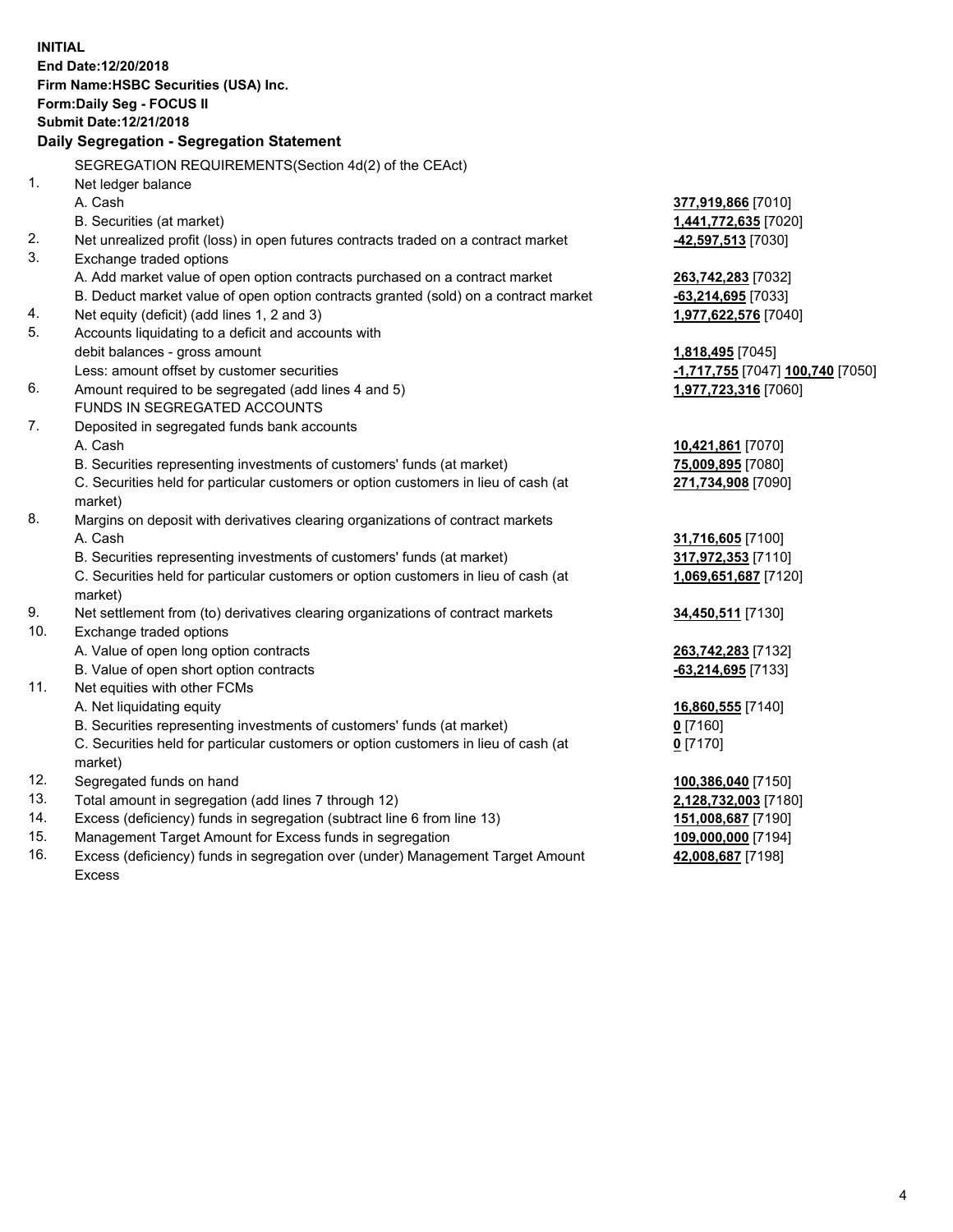**INITIAL**
**End Date:12/20/2018**
**Firm Name:HSBC Securities (USA) Inc.**
**Form:Daily Seg - FOCUS II**
**Submit Date:12/21/2018**

## Daily Segregation - Segregation Statement

SEGREGATION REQUIREMENTS(Section 4d(2) of the CEAct)

| | | |
|---|---|---|
| 1. | Net ledger balance | |
| | A. Cash | **377,919,866** [7010] |
| | B. Securities (at market) | **1,441,772,635** [7020] |
| 2. | Net unrealized profit (loss) in open futures contracts traded on a contract market | **-42,597,513** [7030] |
| 3. | Exchange traded options | |
| | A. Add market value of open option contracts purchased on a contract market | **263,742,283** [7032] |
| | B. Deduct market value of open option contracts granted (sold) on a contract market | **-63,214,695** [7033] |
| 4. | Net equity (deficit) (add lines 1, 2 and 3) | **1,977,622,576** [7040] |
| 5. | Accounts liquidating to a deficit and accounts with debit balances - gross amount | **1,818,495** [7045] |
| | Less: amount offset by customer securities | **-1,717,755** [7047] **100,740** [7050] |
| 6. | Amount required to be segregated (add lines 4 and 5) | **1,977,723,316** [7060] |
| | FUNDS IN SEGREGATED ACCOUNTS | |
| 7. | Deposited in segregated funds bank accounts | |
| | A. Cash | **10,421,861** [7070] |
| | B. Securities representing investments of customers' funds (at market) | **75,009,895** [7080] |
| | C. Securities held for particular customers or option customers in lieu of cash (at market) | **271,734,908** [7090] |
| 8. | Margins on deposit with derivatives clearing organizations of contract markets | |
| | A. Cash | **31,716,605** [7100] |
| | B. Securities representing investments of customers' funds (at market) | **317,972,353** [7110] |
| | C. Securities held for particular customers or option customers in lieu of cash (at market) | **1,069,651,687** [7120] |
| 9. | Net settlement from (to) derivatives clearing organizations of contract markets | **34,450,511** [7130] |
| 10. | Exchange traded options | |
| | A. Value of open long option contracts | **263,742,283** [7132] |
| | B. Value of open short option contracts | **-63,214,695** [7133] |
| 11. | Net equities with other FCMs | |
| | A. Net liquidating equity | **16,860,555** [7140] |
| | B. Securities representing investments of customers' funds (at market) | **0** [7160] |
| | C. Securities held for particular customers or option customers in lieu of cash (at market) | **0** [7170] |
| 12. | Segregated funds on hand | **100,386,040** [7150] |
| 13. | Total amount in segregation (add lines 7 through 12) | **2,128,732,003** [7180] |
| 14. | Excess (deficiency) funds in segregation (subtract line 6 from line 13) | **151,008,687** [7190] |
| 15. | Management Target Amount for Excess funds in segregation | **109,000,000** [7194] |
| 16. | Excess (deficiency) funds in segregation over (under) Management Target Amount Excess | **42,008,687** [7198] |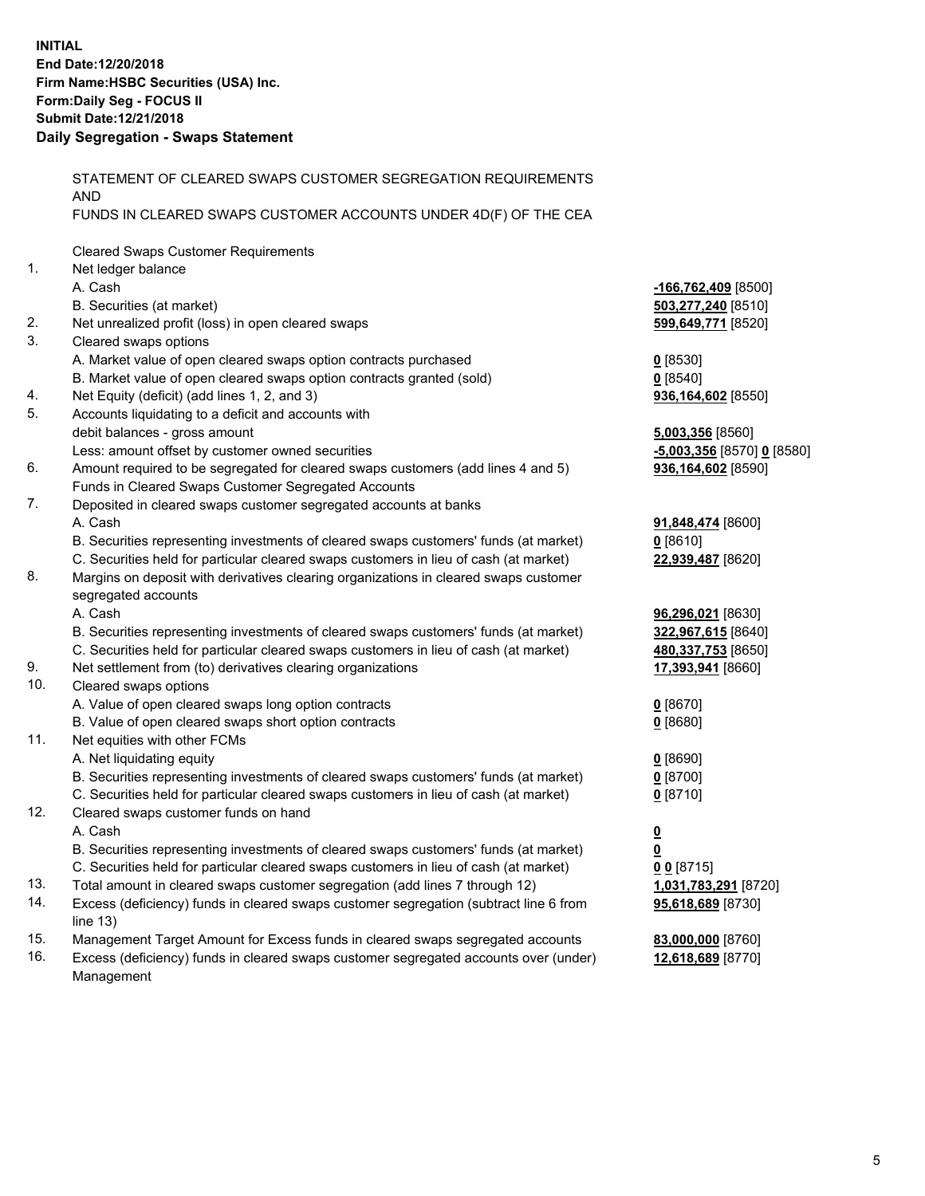**INITIAL**
**End Date:12/20/2018**
**Firm Name:HSBC Securities (USA) Inc.**
**Form:Daily Seg - FOCUS II**
**Submit Date:12/21/2018**
**Daily Segregation - Swaps Statement**

STATEMENT OF CLEARED SWAPS CUSTOMER SEGREGATION REQUIREMENTS AND FUNDS IN CLEARED SWAPS CUSTOMER ACCOUNTS UNDER 4D(F) OF THE CEA

| | | |
|---|---|---|
| | Cleared Swaps Customer Requirements | |
| 1. | Net ledger balance | |
| | A. Cash | **-166,762,409** [8500] |
| | B. Securities (at market) | **503,277,240** [8510] |
| 2. | Net unrealized profit (loss) in open cleared swaps | **599,649,771** [8520] |
| 3. | Cleared swaps options | |
| | A. Market value of open cleared swaps option contracts purchased | **0** [8530] |
| | B. Market value of open cleared swaps option contracts granted (sold) | **0** [8540] |
| 4. | Net Equity (deficit) (add lines 1, 2, and 3) | **936,164,602** [8550] |
| 5. | Accounts liquidating to a deficit and accounts with | |
| | debit balances - gross amount | **5,003,356** [8560] |
| | Less: amount offset by customer owned securities | **-5,003,356** [8570] **0** [8580] |
| 6. | Amount required to be segregated for cleared swaps customers (add lines 4 and 5) | **936,164,602** [8590] |
| | Funds in Cleared Swaps Customer Segregated Accounts | |
| 7. | Deposited in cleared swaps customer segregated accounts at banks | |
| | A. Cash | **91,848,474** [8600] |
| | B. Securities representing investments of cleared swaps customers' funds (at market) | **0** [8610] |
| | C. Securities held for particular cleared swaps customers in lieu of cash (at market) | **22,939,487** [8620] |
| 8. | Margins on deposit with derivatives clearing organizations in cleared swaps customer segregated accounts | |
| | A. Cash | **96,296,021** [8630] |
| | B. Securities representing investments of cleared swaps customers' funds (at market) | **322,967,615** [8640] |
| | C. Securities held for particular cleared swaps customers in lieu of cash (at market) | **480,337,753** [8650] |
| 9. | Net settlement from (to) derivatives clearing organizations | **17,393,941** [8660] |
| 10. | Cleared swaps options | |
| | A. Value of open cleared swaps long option contracts | **0** [8670] |
| | B. Value of open cleared swaps short option contracts | **0** [8680] |
| 11. | Net equities with other FCMs | |
| | A. Net liquidating equity | **0** [8690] |
| | B. Securities representing investments of cleared swaps customers' funds (at market) | **0** [8700] |
| | C. Securities held for particular cleared swaps customers in lieu of cash (at market) | **0** [8710] |
| 12. | Cleared swaps customer funds on hand | |
| | A. Cash | **0** |
| | B. Securities representing investments of cleared swaps customers' funds (at market) | **0** |
| | C. Securities held for particular cleared swaps customers in lieu of cash (at market) | **0** **0** [8715] |
| 13. | Total amount in cleared swaps customer segregation (add lines 7 through 12) | **1,031,783,291** [8720] |
| 14. | Excess (deficiency) funds in cleared swaps customer segregation (subtract line 6 from line 13) | **95,618,689** [8730] |
| 15. | Management Target Amount for Excess funds in cleared swaps segregated accounts | **83,000,000** [8760] |
| 16. | Excess (deficiency) funds in cleared swaps customer segregated accounts over (under) Management | **12,618,689** [8770] |